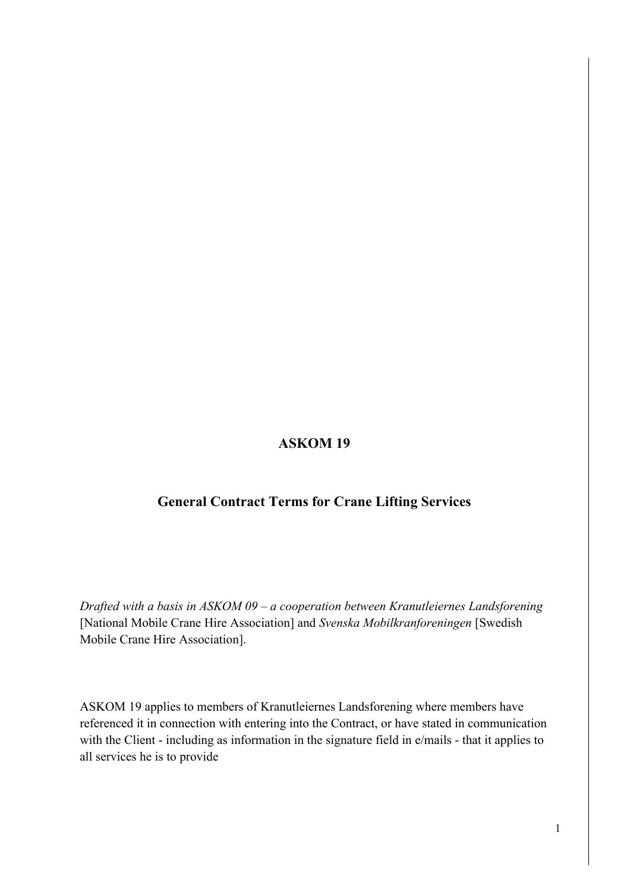# ASKOM 19

## General Contract Terms for Crane Lifting Services

*Drafted with a basis in ASKOM 09 – a cooperation between Kranutleiernes Landsforening* [National Mobile Crane Hire Association] and *Svenska Mobilkranforeningen* [Swedish Mobile Crane Hire Association].

ASKOM 19 applies to members of Kranutleiernes Landsforening where members have referenced it in connection with entering into the Contract, or have stated in communication with the Client - including as information in the signature field in e/mails - that it applies to all services he is to provide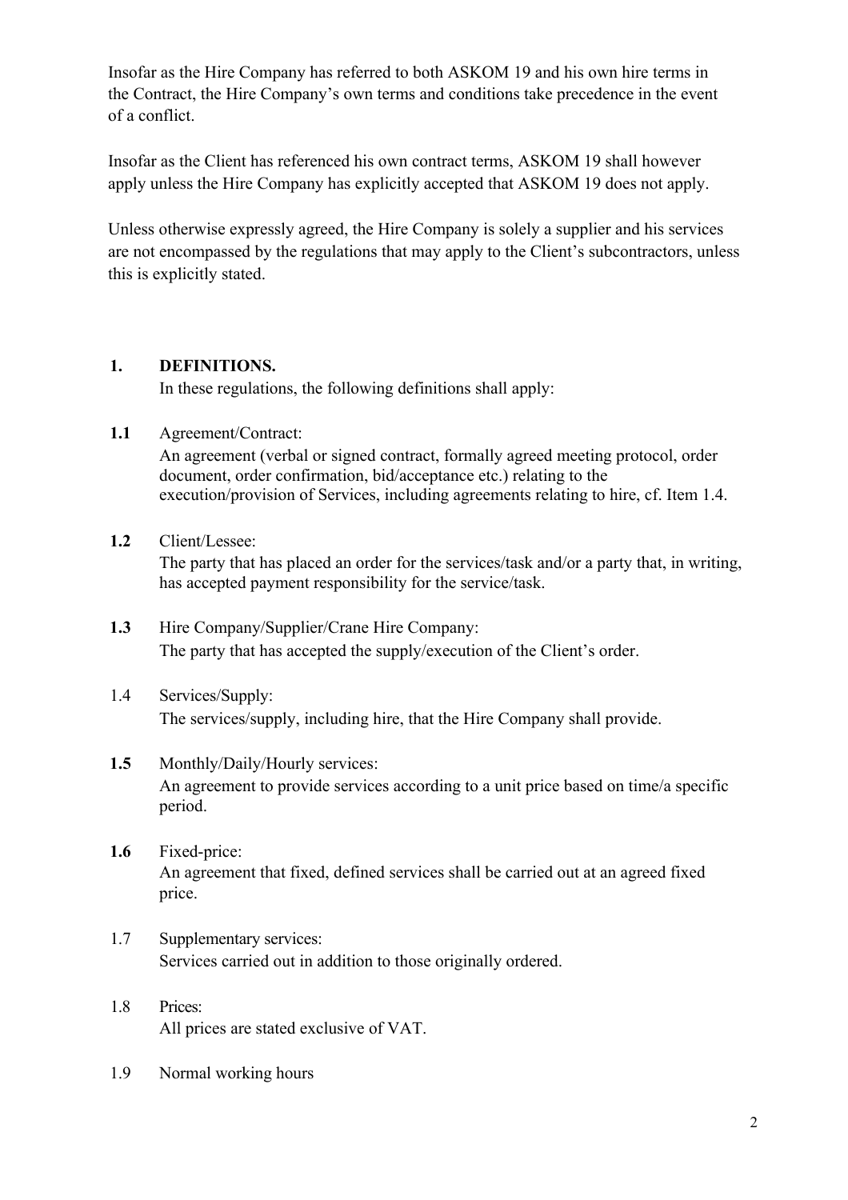Insofar as the Hire Company has referred to both ASKOM 19 and his own hire terms in the Contract, the Hire Company's own terms and conditions take precedence in the event of a conflict.

Insofar as the Client has referenced his own contract terms, ASKOM 19 shall however apply unless the Hire Company has explicitly accepted that ASKOM 19 does not apply.

Unless otherwise expressly agreed, the Hire Company is solely a supplier and his services are not encompassed by the regulations that may apply to the Client's subcontractors, unless this is explicitly stated.

## 1. DEFINITIONS.

In these regulations, the following definitions shall apply:

**1.1** Agreement/Contract:
An agreement (verbal or signed contract, formally agreed meeting protocol, order document, order confirmation, bid/acceptance etc.) relating to the execution/provision of Services, including agreements relating to hire, cf. Item 1.4.

**1.2** Client/Lessee:
The party that has placed an order for the services/task and/or a party that, in writing, has accepted payment responsibility for the service/task.

**1.3** Hire Company/Supplier/Crane Hire Company:
The party that has accepted the supply/execution of the Client's order.

1.4 Services/Supply:
The services/supply, including hire, that the Hire Company shall provide.

**1.5** Monthly/Daily/Hourly services:
An agreement to provide services according to a unit price based on time/a specific period.

**1.6** Fixed-price:
An agreement that fixed, defined services shall be carried out at an agreed fixed price.

1.7 Supplementary services:
Services carried out in addition to those originally ordered.

1.8 Prices:
All prices are stated exclusive of VAT.

1.9 Normal working hours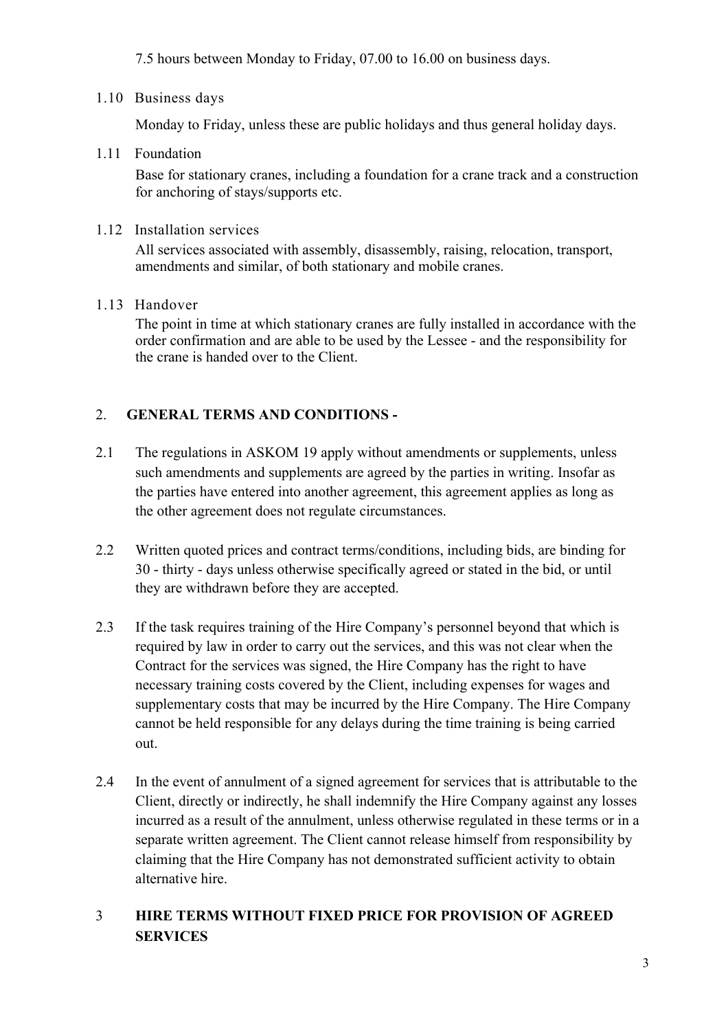7.5 hours between Monday to Friday, 07.00 to 16.00 on business days.

1.10 Business days

Monday to Friday, unless these are public holidays and thus general holiday days.

1.11 Foundation

Base for stationary cranes, including a foundation for a crane track and a construction for anchoring of stays/supports etc.

1.12 Installation services

All services associated with assembly, disassembly, raising, relocation, transport, amendments and similar, of both stationary and mobile cranes.

1.13 Handover

The point in time at which stationary cranes are fully installed in accordance with the order confirmation and are able to be used by the Lessee - and the responsibility for the crane is handed over to the Client.

## 2. GENERAL TERMS AND CONDITIONS -

2.1 The regulations in ASKOM 19 apply without amendments or supplements, unless such amendments and supplements are agreed by the parties in writing. Insofar as the parties have entered into another agreement, this agreement applies as long as the other agreement does not regulate circumstances.

2.2 Written quoted prices and contract terms/conditions, including bids, are binding for 30 - thirty - days unless otherwise specifically agreed or stated in the bid, or until they are withdrawn before they are accepted.

2.3 If the task requires training of the Hire Company's personnel beyond that which is required by law in order to carry out the services, and this was not clear when the Contract for the services was signed, the Hire Company has the right to have necessary training costs covered by the Client, including expenses for wages and supplementary costs that may be incurred by the Hire Company. The Hire Company cannot be held responsible for any delays during the time training is being carried out.

2.4 In the event of annulment of a signed agreement for services that is attributable to the Client, directly or indirectly, he shall indemnify the Hire Company against any losses incurred as a result of the annulment, unless otherwise regulated in these terms or in a separate written agreement. The Client cannot release himself from responsibility by claiming that the Hire Company has not demonstrated sufficient activity to obtain alternative hire.

## 3 HIRE TERMS WITHOUT FIXED PRICE FOR PROVISION OF AGREED SERVICES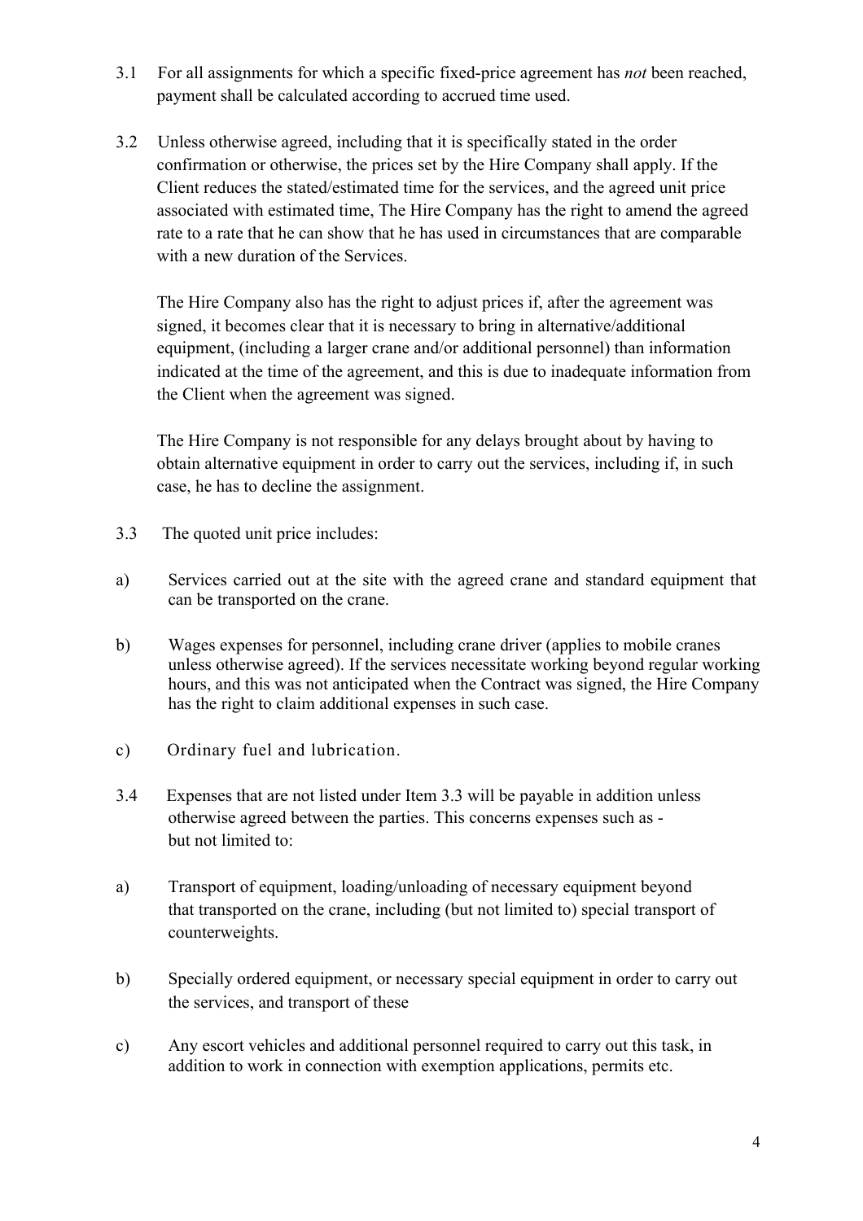3.1 For all assignments for which a specific fixed-price agreement has *not* been reached, payment shall be calculated according to accrued time used.

3.2 Unless otherwise agreed, including that it is specifically stated in the order confirmation or otherwise, the prices set by the Hire Company shall apply. If the Client reduces the stated/estimated time for the services, and the agreed unit price associated with estimated time, The Hire Company has the right to amend the agreed rate to a rate that he can show that he has used in circumstances that are comparable with a new duration of the Services.

The Hire Company also has the right to adjust prices if, after the agreement was signed, it becomes clear that it is necessary to bring in alternative/additional equipment, (including a larger crane and/or additional personnel) than information indicated at the time of the agreement, and this is due to inadequate information from the Client when the agreement was signed.

The Hire Company is not responsible for any delays brought about by having to obtain alternative equipment in order to carry out the services, including if, in such case, he has to decline the assignment.

3.3 The quoted unit price includes:

a) Services carried out at the site with the agreed crane and standard equipment that can be transported on the crane.

b) Wages expenses for personnel, including crane driver (applies to mobile cranes unless otherwise agreed). If the services necessitate working beyond regular working hours, and this was not anticipated when the Contract was signed, the Hire Company has the right to claim additional expenses in such case.

c) Ordinary fuel and lubrication.

3.4 Expenses that are not listed under Item 3.3 will be payable in addition unless otherwise agreed between the parties. This concerns expenses such as - but not limited to:

a) Transport of equipment, loading/unloading of necessary equipment beyond that transported on the crane, including (but not limited to) special transport of counterweights.

b) Specially ordered equipment, or necessary special equipment in order to carry out the services, and transport of these

c) Any escort vehicles and additional personnel required to carry out this task, in addition to work in connection with exemption applications, permits etc.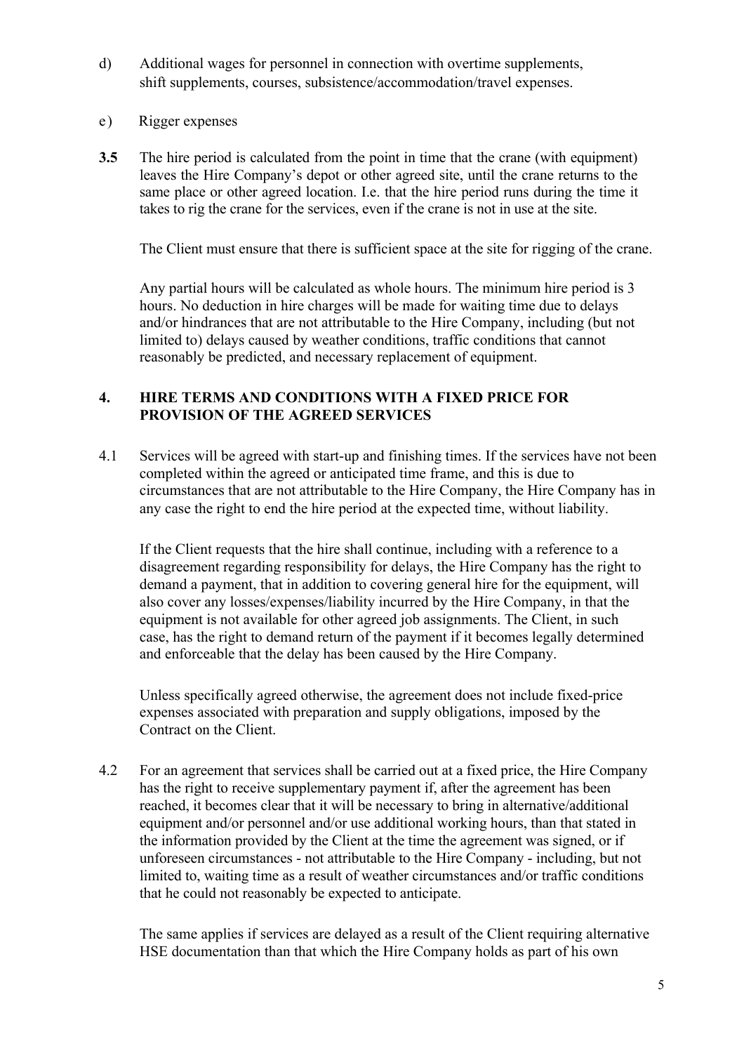d) Additional wages for personnel in connection with overtime supplements, shift supplements, courses, subsistence/accommodation/travel expenses.

e) Rigger expenses

**3.5** The hire period is calculated from the point in time that the crane (with equipment) leaves the Hire Company's depot or other agreed site, until the crane returns to the same place or other agreed location. I.e. that the hire period runs during the time it takes to rig the crane for the services, even if the crane is not in use at the site.

The Client must ensure that there is sufficient space at the site for rigging of the crane.

Any partial hours will be calculated as whole hours. The minimum hire period is 3 hours. No deduction in hire charges will be made for waiting time due to delays and/or hindrances that are not attributable to the Hire Company, including (but not limited to) delays caused by weather conditions, traffic conditions that cannot reasonably be predicted, and necessary replacement of equipment.

## 4. HIRE TERMS AND CONDITIONS WITH A FIXED PRICE FOR PROVISION OF THE AGREED SERVICES

4.1 Services will be agreed with start-up and finishing times. If the services have not been completed within the agreed or anticipated time frame, and this is due to circumstances that are not attributable to the Hire Company, the Hire Company has in any case the right to end the hire period at the expected time, without liability.

If the Client requests that the hire shall continue, including with a reference to a disagreement regarding responsibility for delays, the Hire Company has the right to demand a payment, that in addition to covering general hire for the equipment, will also cover any losses/expenses/liability incurred by the Hire Company, in that the equipment is not available for other agreed job assignments. The Client, in such case, has the right to demand return of the payment if it becomes legally determined and enforceable that the delay has been caused by the Hire Company.

Unless specifically agreed otherwise, the agreement does not include fixed-price expenses associated with preparation and supply obligations, imposed by the Contract on the Client.

4.2 For an agreement that services shall be carried out at a fixed price, the Hire Company has the right to receive supplementary payment if, after the agreement has been reached, it becomes clear that it will be necessary to bring in alternative/additional equipment and/or personnel and/or use additional working hours, than that stated in the information provided by the Client at the time the agreement was signed, or if unforeseen circumstances - not attributable to the Hire Company - including, but not limited to, waiting time as a result of weather circumstances and/or traffic conditions that he could not reasonably be expected to anticipate.

The same applies if services are delayed as a result of the Client requiring alternative HSE documentation than that which the Hire Company holds as part of his own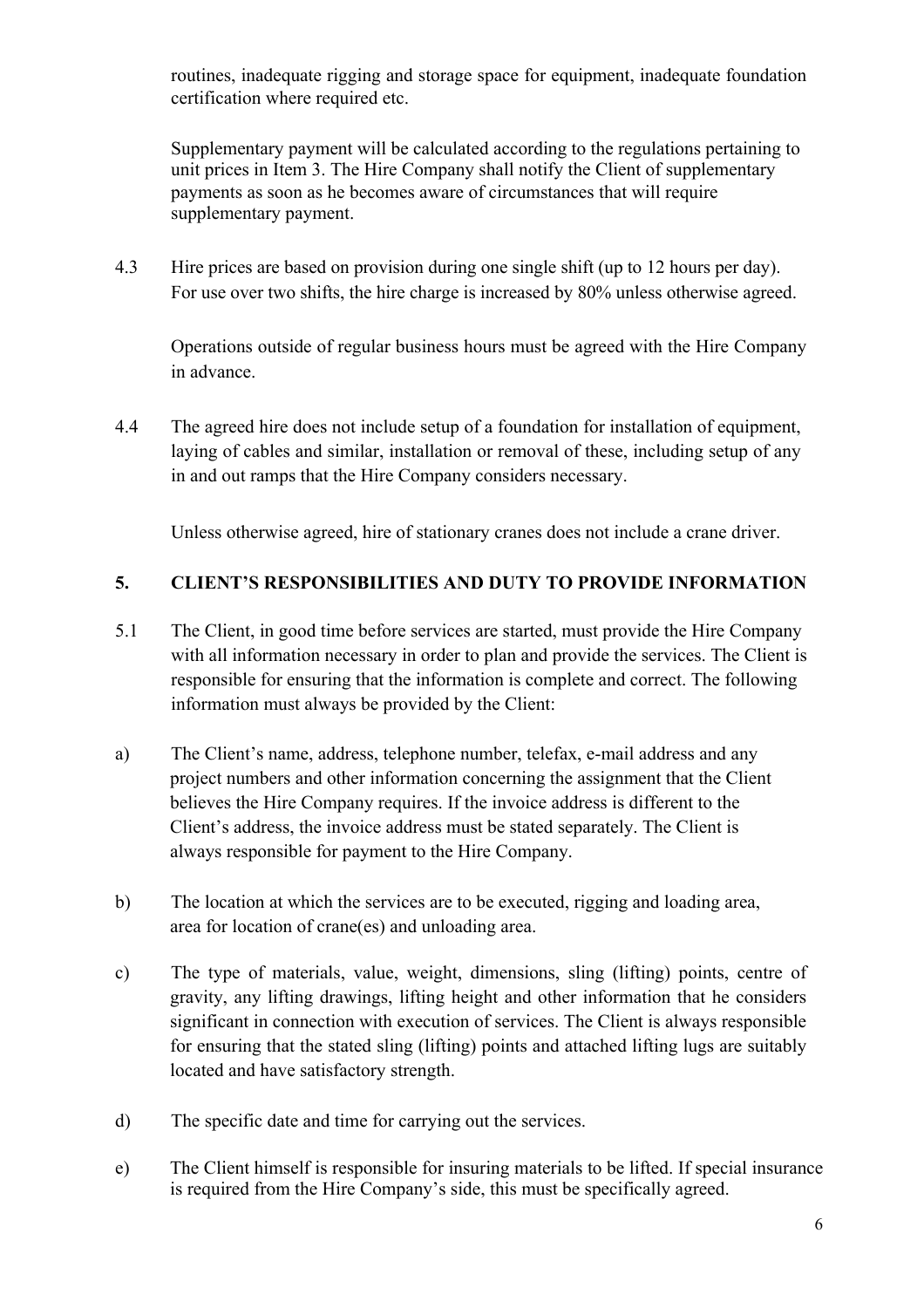routines, inadequate rigging and storage space for equipment, inadequate foundation certification where required etc.

Supplementary payment will be calculated according to the regulations pertaining to unit prices in Item 3. The Hire Company shall notify the Client of supplementary payments as soon as he becomes aware of circumstances that will require supplementary payment.

4.3 Hire prices are based on provision during one single shift (up to 12 hours per day). For use over two shifts, the hire charge is increased by 80% unless otherwise agreed.

Operations outside of regular business hours must be agreed with the Hire Company in advance.

4.4 The agreed hire does not include setup of a foundation for installation of equipment, laying of cables and similar, installation or removal of these, including setup of any in and out ramps that the Hire Company considers necessary.

Unless otherwise agreed, hire of stationary cranes does not include a crane driver.

## 5. CLIENT'S RESPONSIBILITIES AND DUTY TO PROVIDE INFORMATION

5.1 The Client, in good time before services are started, must provide the Hire Company with all information necessary in order to plan and provide the services. The Client is responsible for ensuring that the information is complete and correct. The following information must always be provided by the Client:

a) The Client's name, address, telephone number, telefax, e-mail address and any project numbers and other information concerning the assignment that the Client believes the Hire Company requires. If the invoice address is different to the Client's address, the invoice address must be stated separately. The Client is always responsible for payment to the Hire Company.

b) The location at which the services are to be executed, rigging and loading area, area for location of crane(es) and unloading area.

c) The type of materials, value, weight, dimensions, sling (lifting) points, centre of gravity, any lifting drawings, lifting height and other information that he considers significant in connection with execution of services. The Client is always responsible for ensuring that the stated sling (lifting) points and attached lifting lugs are suitably located and have satisfactory strength.

d) The specific date and time for carrying out the services.

e) The Client himself is responsible for insuring materials to be lifted. If special insurance is required from the Hire Company's side, this must be specifically agreed.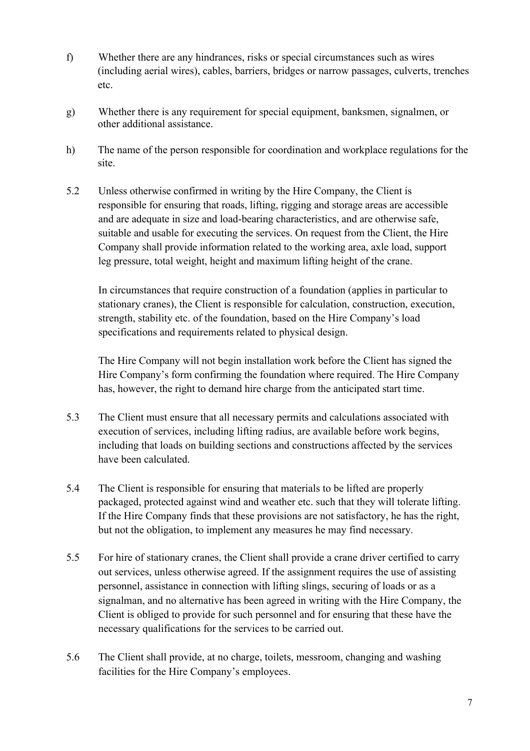f) Whether there are any hindrances, risks or special circumstances such as wires (including aerial wires), cables, barriers, bridges or narrow passages, culverts, trenches etc.

g) Whether there is any requirement for special equipment, banksmen, signalmen, or other additional assistance.

h) The name of the person responsible for coordination and workplace regulations for the site.

5.2 Unless otherwise confirmed in writing by the Hire Company, the Client is responsible for ensuring that roads, lifting, rigging and storage areas are accessible and are adequate in size and load-bearing characteristics, and are otherwise safe, suitable and usable for executing the services. On request from the Client, the Hire Company shall provide information related to the working area, axle load, support leg pressure, total weight, height and maximum lifting height of the crane.

In circumstances that require construction of a foundation (applies in particular to stationary cranes), the Client is responsible for calculation, construction, execution, strength, stability etc. of the foundation, based on the Hire Company's load specifications and requirements related to physical design.

The Hire Company will not begin installation work before the Client has signed the Hire Company's form confirming the foundation where required. The Hire Company has, however, the right to demand hire charge from the anticipated start time.

5.3 The Client must ensure that all necessary permits and calculations associated with execution of services, including lifting radius, are available before work begins, including that loads on building sections and constructions affected by the services have been calculated.

5.4 The Client is responsible for ensuring that materials to be lifted are properly packaged, protected against wind and weather etc. such that they will tolerate lifting. If the Hire Company finds that these provisions are not satisfactory, he has the right, but not the obligation, to implement any measures he may find necessary.

5.5 For hire of stationary cranes, the Client shall provide a crane driver certified to carry out services, unless otherwise agreed. If the assignment requires the use of assisting personnel, assistance in connection with lifting slings, securing of loads or as a signalman, and no alternative has been agreed in writing with the Hire Company, the Client is obliged to provide for such personnel and for ensuring that these have the necessary qualifications for the services to be carried out.

5.6 The Client shall provide, at no charge, toilets, messroom, changing and washing facilities for the Hire Company's employees.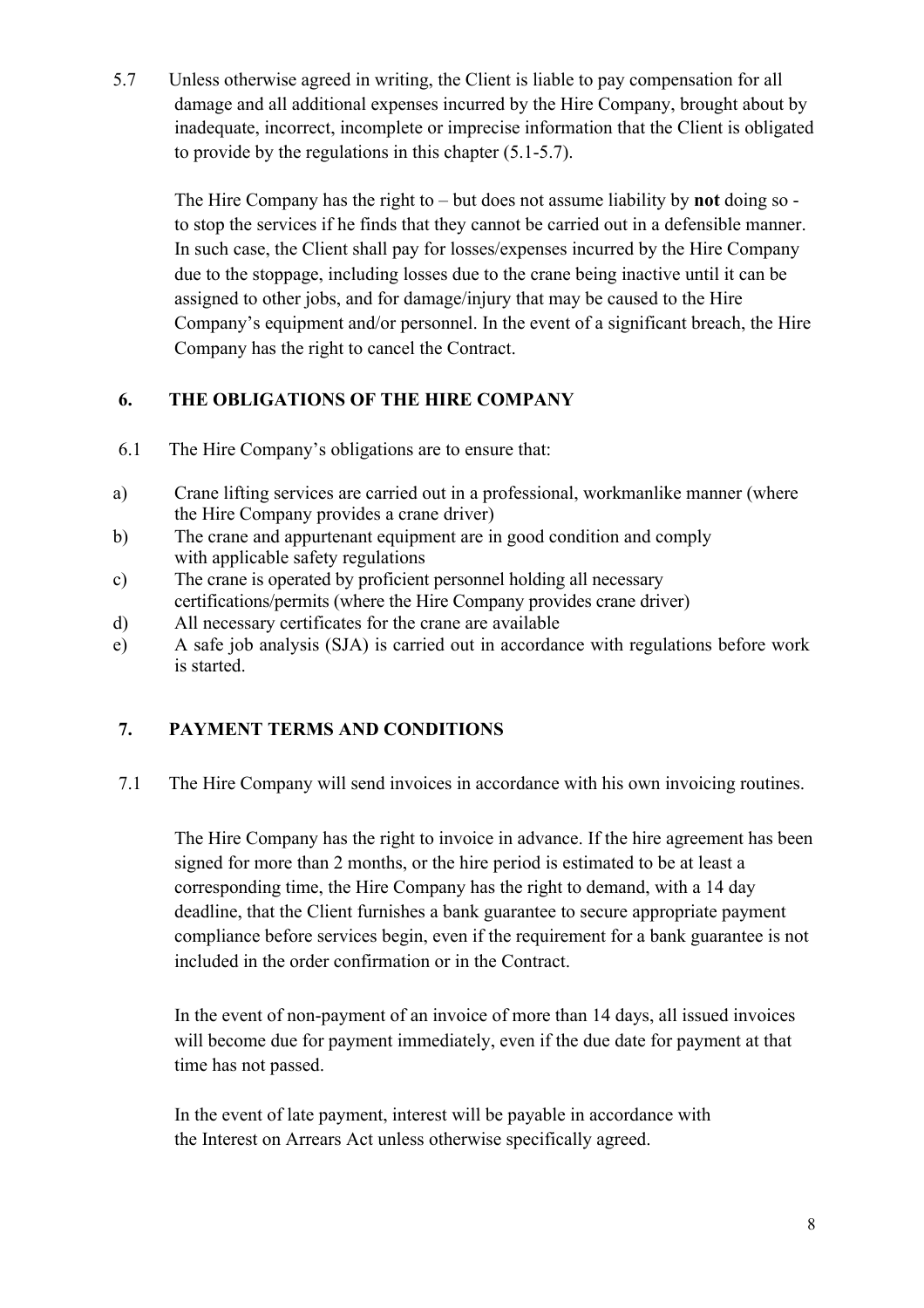5.7 Unless otherwise agreed in writing, the Client is liable to pay compensation for all damage and all additional expenses incurred by the Hire Company, brought about by inadequate, incorrect, incomplete or imprecise information that the Client is obligated to provide by the regulations in this chapter (5.1-5.7).

The Hire Company has the right to – but does not assume liability by **not** doing so - to stop the services if he finds that they cannot be carried out in a defensible manner. In such case, the Client shall pay for losses/expenses incurred by the Hire Company due to the stoppage, including losses due to the crane being inactive until it can be assigned to other jobs, and for damage/injury that may be caused to the Hire Company's equipment and/or personnel. In the event of a significant breach, the Hire Company has the right to cancel the Contract.

## 6. THE OBLIGATIONS OF THE HIRE COMPANY

6.1 The Hire Company's obligations are to ensure that:

a) Crane lifting services are carried out in a professional, workmanlike manner (where the Hire Company provides a crane driver)

b) The crane and appurtenant equipment are in good condition and comply with applicable safety regulations

c) The crane is operated by proficient personnel holding all necessary certifications/permits (where the Hire Company provides crane driver)

d) All necessary certificates for the crane are available

e) A safe job analysis (SJA) is carried out in accordance with regulations before work is started.

## 7. PAYMENT TERMS AND CONDITIONS

7.1 The Hire Company will send invoices in accordance with his own invoicing routines.

The Hire Company has the right to invoice in advance. If the hire agreement has been signed for more than 2 months, or the hire period is estimated to be at least a corresponding time, the Hire Company has the right to demand, with a 14 day deadline, that the Client furnishes a bank guarantee to secure appropriate payment compliance before services begin, even if the requirement for a bank guarantee is not included in the order confirmation or in the Contract.

In the event of non-payment of an invoice of more than 14 days, all issued invoices will become due for payment immediately, even if the due date for payment at that time has not passed.

In the event of late payment, interest will be payable in accordance with the Interest on Arrears Act unless otherwise specifically agreed.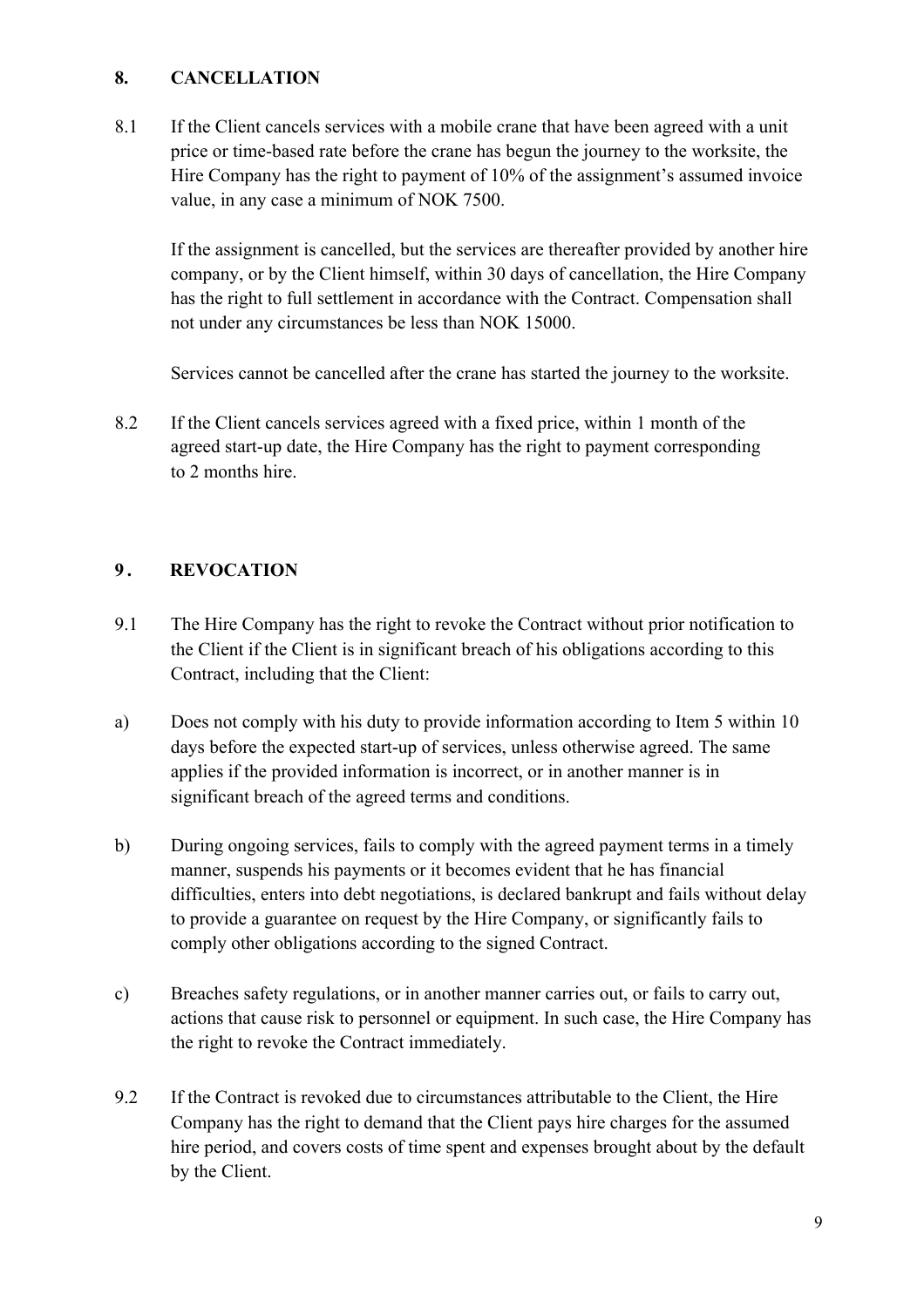## 8. CANCELLATION

8.1 If the Client cancels services with a mobile crane that have been agreed with a unit price or time-based rate before the crane has begun the journey to the worksite, the Hire Company has the right to payment of 10% of the assignment's assumed invoice value, in any case a minimum of NOK 7500.

If the assignment is cancelled, but the services are thereafter provided by another hire company, or by the Client himself, within 30 days of cancellation, the Hire Company has the right to full settlement in accordance with the Contract. Compensation shall not under any circumstances be less than NOK 15000.

Services cannot be cancelled after the crane has started the journey to the worksite.

8.2 If the Client cancels services agreed with a fixed price, within 1 month of the agreed start-up date, the Hire Company has the right to payment corresponding to 2 months hire.

## 9. REVOCATION

9.1 The Hire Company has the right to revoke the Contract without prior notification to the Client if the Client is in significant breach of his obligations according to this Contract, including that the Client:

a) Does not comply with his duty to provide information according to Item 5 within 10 days before the expected start-up of services, unless otherwise agreed. The same applies if the provided information is incorrect, or in another manner is in significant breach of the agreed terms and conditions.

b) During ongoing services, fails to comply with the agreed payment terms in a timely manner, suspends his payments or it becomes evident that he has financial difficulties, enters into debt negotiations, is declared bankrupt and fails without delay to provide a guarantee on request by the Hire Company, or significantly fails to comply other obligations according to the signed Contract.

c) Breaches safety regulations, or in another manner carries out, or fails to carry out, actions that cause risk to personnel or equipment. In such case, the Hire Company has the right to revoke the Contract immediately.

9.2 If the Contract is revoked due to circumstances attributable to the Client, the Hire Company has the right to demand that the Client pays hire charges for the assumed hire period, and covers costs of time spent and expenses brought about by the default by the Client.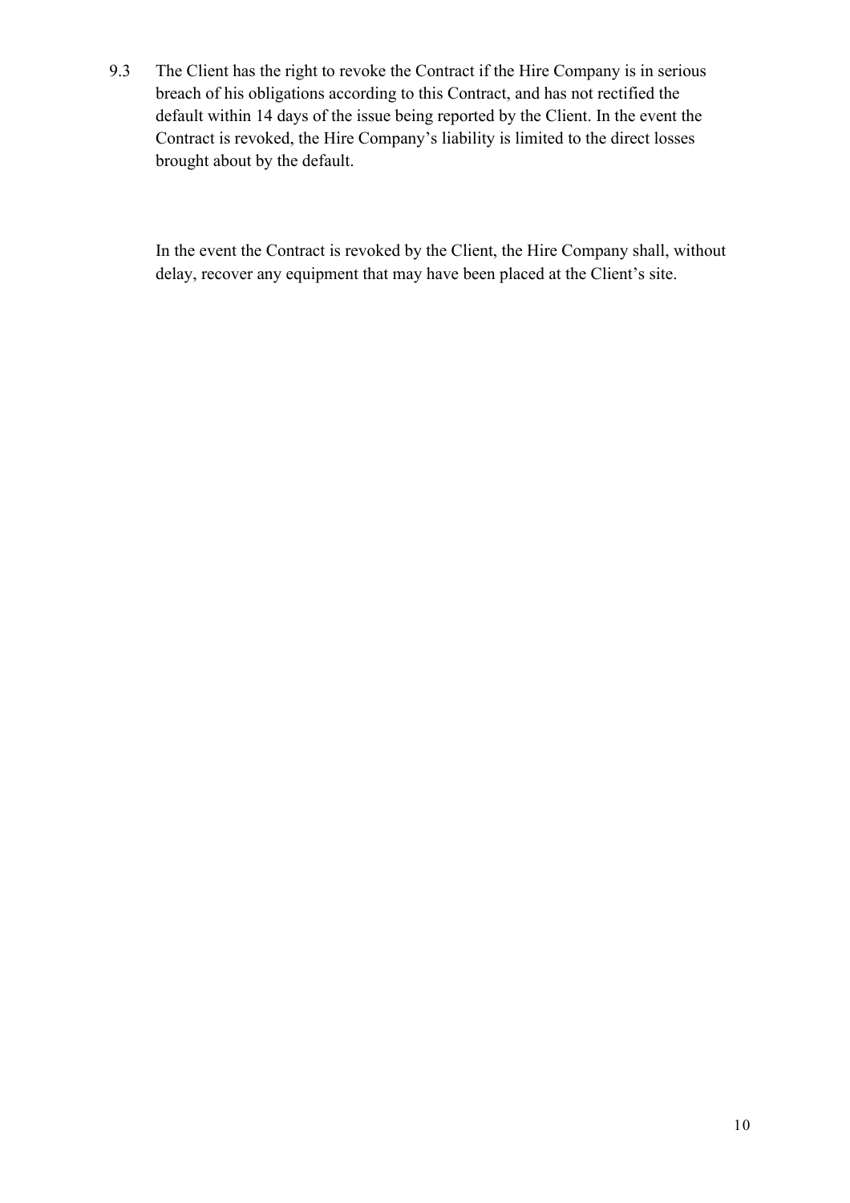9.3 The Client has the right to revoke the Contract if the Hire Company is in serious breach of his obligations according to this Contract, and has not rectified the default within 14 days of the issue being reported by the Client. In the event the Contract is revoked, the Hire Company's liability is limited to the direct losses brought about by the default.

In the event the Contract is revoked by the Client, the Hire Company shall, without delay, recover any equipment that may have been placed at the Client's site.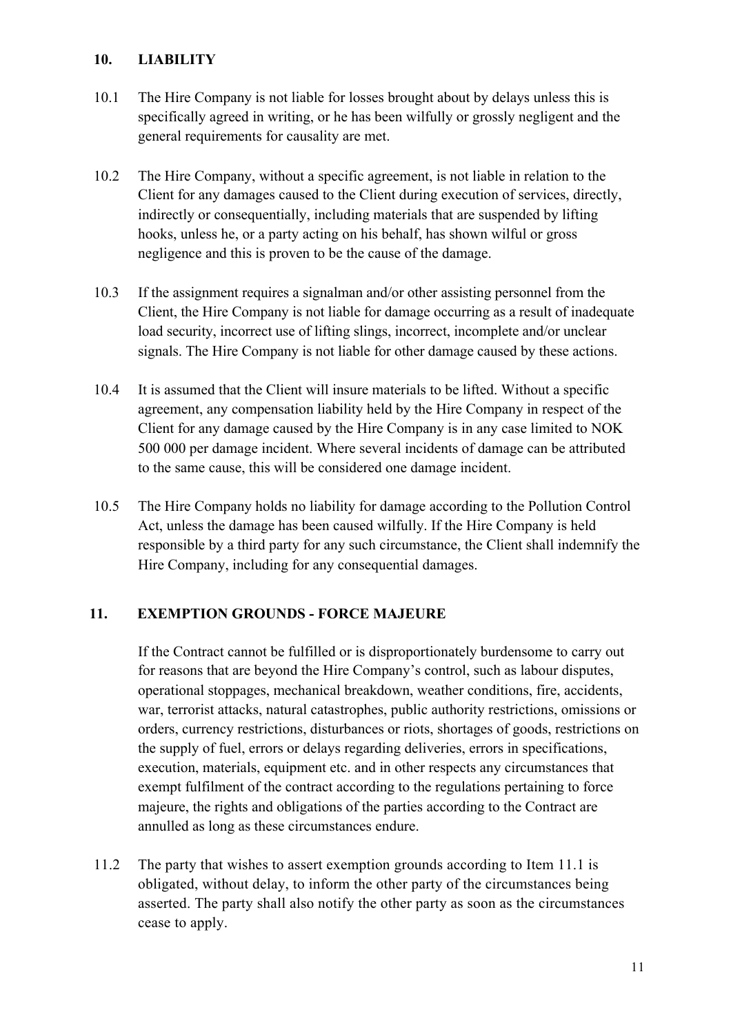## 10. LIABILITY

10.1 The Hire Company is not liable for losses brought about by delays unless this is specifically agreed in writing, or he has been wilfully or grossly negligent and the general requirements for causality are met.

10.2 The Hire Company, without a specific agreement, is not liable in relation to the Client for any damages caused to the Client during execution of services, directly, indirectly or consequentially, including materials that are suspended by lifting hooks, unless he, or a party acting on his behalf, has shown wilful or gross negligence and this is proven to be the cause of the damage.

10.3 If the assignment requires a signalman and/or other assisting personnel from the Client, the Hire Company is not liable for damage occurring as a result of inadequate load security, incorrect use of lifting slings, incorrect, incomplete and/or unclear signals. The Hire Company is not liable for other damage caused by these actions.

10.4 It is assumed that the Client will insure materials to be lifted. Without a specific agreement, any compensation liability held by the Hire Company in respect of the Client for any damage caused by the Hire Company is in any case limited to NOK 500 000 per damage incident. Where several incidents of damage can be attributed to the same cause, this will be considered one damage incident.

10.5 The Hire Company holds no liability for damage according to the Pollution Control Act, unless the damage has been caused wilfully. If the Hire Company is held responsible by a third party for any such circumstance, the Client shall indemnify the Hire Company, including for any consequential damages.

## 11. EXEMPTION GROUNDS - FORCE MAJEURE

If the Contract cannot be fulfilled or is disproportionately burdensome to carry out for reasons that are beyond the Hire Company's control, such as labour disputes, operational stoppages, mechanical breakdown, weather conditions, fire, accidents, war, terrorist attacks, natural catastrophes, public authority restrictions, omissions or orders, currency restrictions, disturbances or riots, shortages of goods, restrictions on the supply of fuel, errors or delays regarding deliveries, errors in specifications, execution, materials, equipment etc. and in other respects any circumstances that exempt fulfilment of the contract according to the regulations pertaining to force majeure, the rights and obligations of the parties according to the Contract are annulled as long as these circumstances endure.

11.2 The party that wishes to assert exemption grounds according to Item 11.1 is obligated, without delay, to inform the other party of the circumstances being asserted. The party shall also notify the other party as soon as the circumstances cease to apply.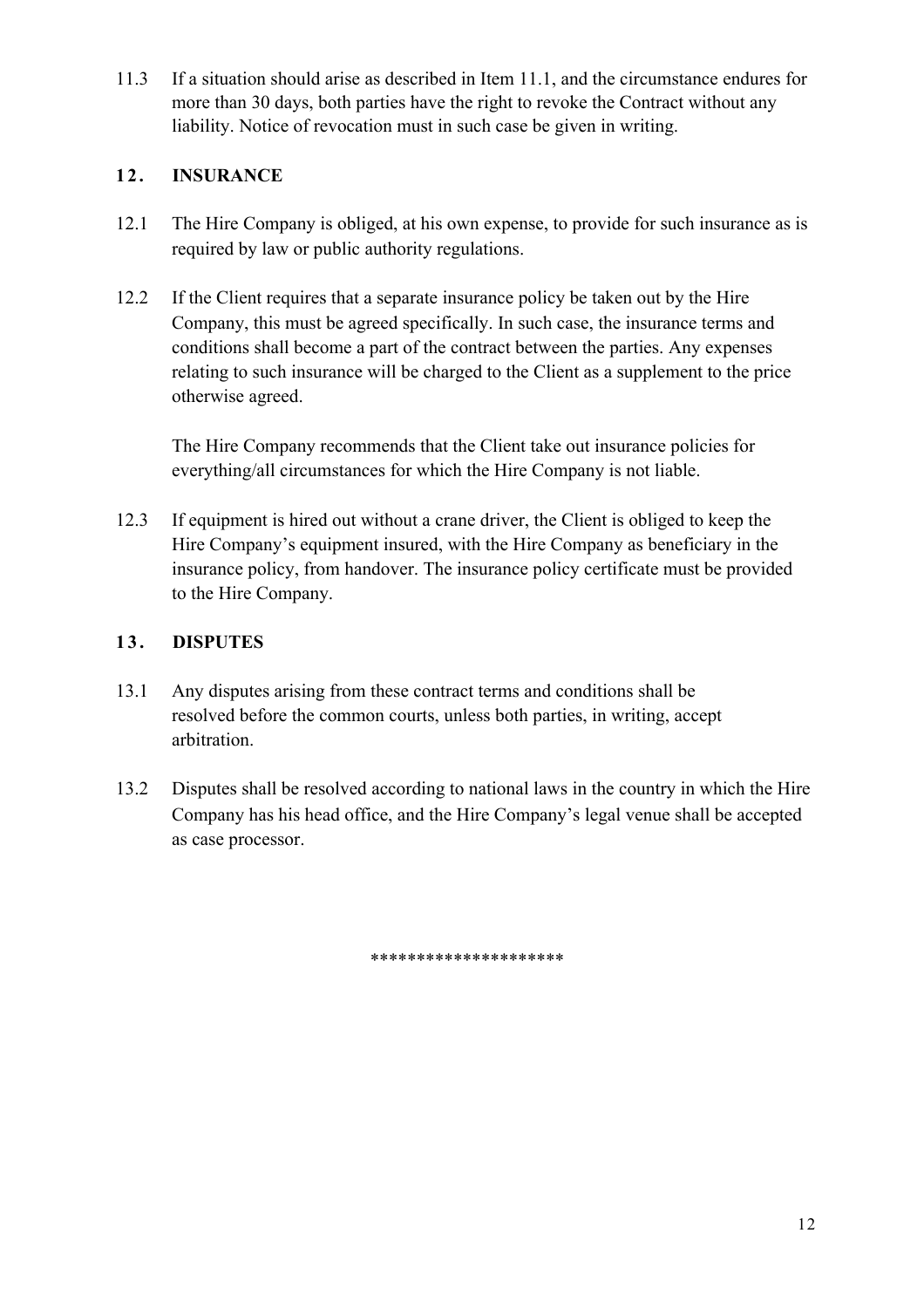11.3 If a situation should arise as described in Item 11.1, and the circumstance endures for more than 30 days, both parties have the right to revoke the Contract without any liability. Notice of revocation must in such case be given in writing.

## 12. INSURANCE

12.1 The Hire Company is obliged, at his own expense, to provide for such insurance as is required by law or public authority regulations.

12.2 If the Client requires that a separate insurance policy be taken out by the Hire Company, this must be agreed specifically. In such case, the insurance terms and conditions shall become a part of the contract between the parties. Any expenses relating to such insurance will be charged to the Client as a supplement to the price otherwise agreed.

The Hire Company recommends that the Client take out insurance policies for everything/all circumstances for which the Hire Company is not liable.

12.3 If equipment is hired out without a crane driver, the Client is obliged to keep the Hire Company's equipment insured, with the Hire Company as beneficiary in the insurance policy, from handover. The insurance policy certificate must be provided to the Hire Company.

## 13. DISPUTES

13.1 Any disputes arising from these contract terms and conditions shall be resolved before the common courts, unless both parties, in writing, accept arbitration.

13.2 Disputes shall be resolved according to national laws in the country in which the Hire Company has his head office, and the Hire Company's legal venue shall be accepted as case processor.

********************